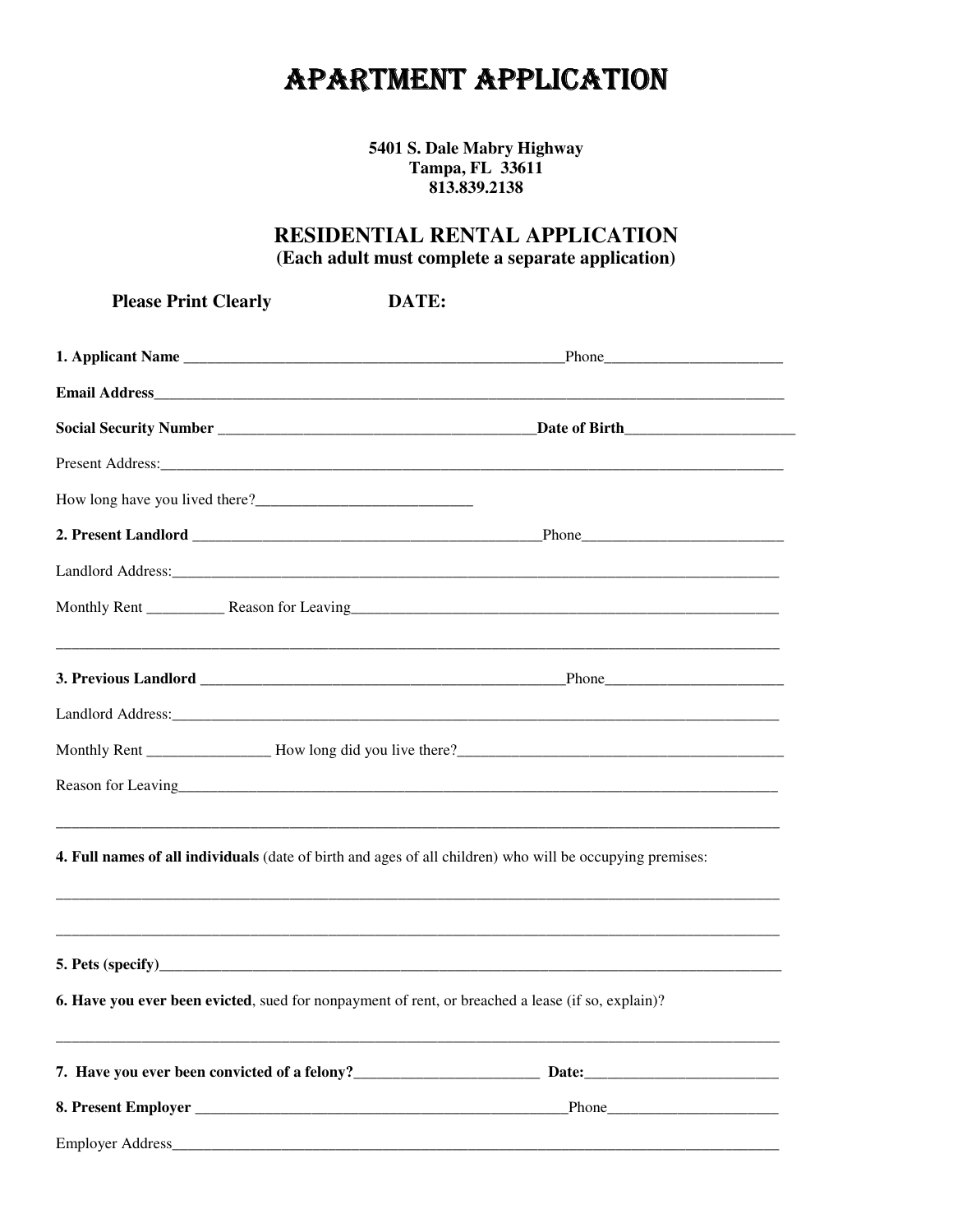# APARTMENT APPLICATION

**5401 S. Dale Mabry Highway**
**Tampa, FL 33611**
**813.839.2138**

## RESIDENTIAL RENTAL APPLICATION

**(Each adult must complete a separate application)**

**Please Print Clearly** **DATE:**

**1. Applicant Name** ___________________________________________________Phone_______________________

**Email Address**_________________________________________________________________________________________

**Social Security Number** _________________________________________**Date of Birth**______________________

Present Address:_________________________________________________________________________________________

How long have you lived there?____________________________

**2. Present Landlord** _______________________________________________Phone_________________________

Landlord Address:________________________________________________________________________________________

Monthly Rent __________ Reason for Leaving________________________________________________________

_________________________________________________________________________________________________________

**3. Previous Landlord** __________________________________________________Phone_______________________

Landlord Address:________________________________________________________________________________________

Monthly Rent ________________ How long did you live there?__________________________________________

Reason for Leaving_______________________________________________________________________________________

_________________________________________________________________________________________________________

**4. Full names of all individuals** (date of birth and ages of all children) who will be occupying premises:

_________________________________________________________________________________________________________

_________________________________________________________________________________________________________

**5. Pets (specify)**______________________________________________________________________________________

**6. Have you ever been evicted**, sued for nonpayment of rent, or breached a lease (if so, explain)?

_________________________________________________________________________________________________________

**7. Have you ever been convicted of a felony?**________________________ **Date:**_________________________

**8. Present Employer** ___________________________________________________Phone______________________

Employer Address_________________________________________________________________________________________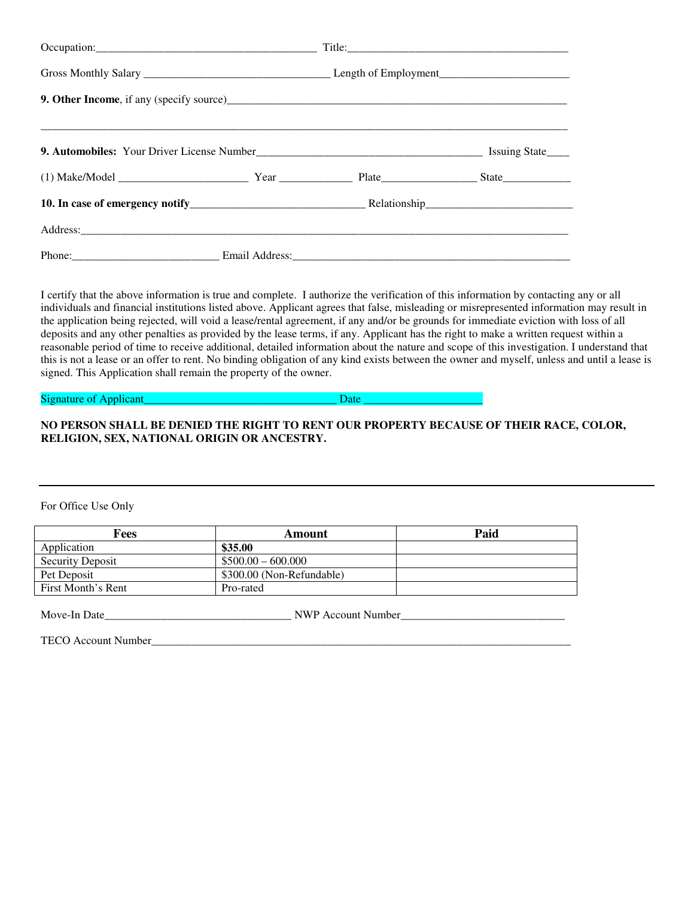Occupation:______________________________________ Title:______________________________________

Gross Monthly Salary _________________________________ Length of Employment_______________________

**9. Other Income**, if any (specify source)_____________________________________________________________

_____________________________________________________________________________________________

**9. Automobiles:** Your Driver License Number________________________________________ Issuing State____

(1) Make/Model _______________________ Year _____________ Plate_________________ State____________

**10. In case of emergency notify**______________________________ Relationship_________________________

Address:_____________________________________________________________________________________

Phone:_________________________ Email Address:___________________________________________________

I certify that the above information is true and complete. I authorize the verification of this information by contacting any or all individuals and financial institutions listed above. Applicant agrees that false, misleading or misrepresented information may result in the application being rejected, will void a lease/rental agreement, if any and/or be grounds for immediate eviction with loss of all deposits and any other penalties as provided by the lease terms, if any. Applicant has the right to make a written request within a reasonable period of time to receive additional, detailed information about the nature and scope of this investigation. I understand that this is not a lease or an offer to rent. No binding obligation of any kind exists between the owner and myself, unless and until a lease is signed. This Application shall remain the property of the owner.

Signature of Applicant_________________________________ Date ____________________

**NO PERSON SHALL BE DENIED THE RIGHT TO RENT OUR PROPERTY BECAUSE OF THEIR RACE, COLOR, RELIGION, SEX, NATIONAL ORIGIN OR ANCESTRY.**

---

For Office Use Only

| Fees | Amount | Paid |
|---|---|---|
| Application | **$35.00** | |
| Security Deposit | $500.00 – 600.000 | |
| Pet Deposit | $300.00 (Non-Refundable) | |
| First Month's Rent | Pro-rated | |

Move-In Date_________________________________ NWP Account Number_____________________________

TECO Account Number_________________________________________________________________________